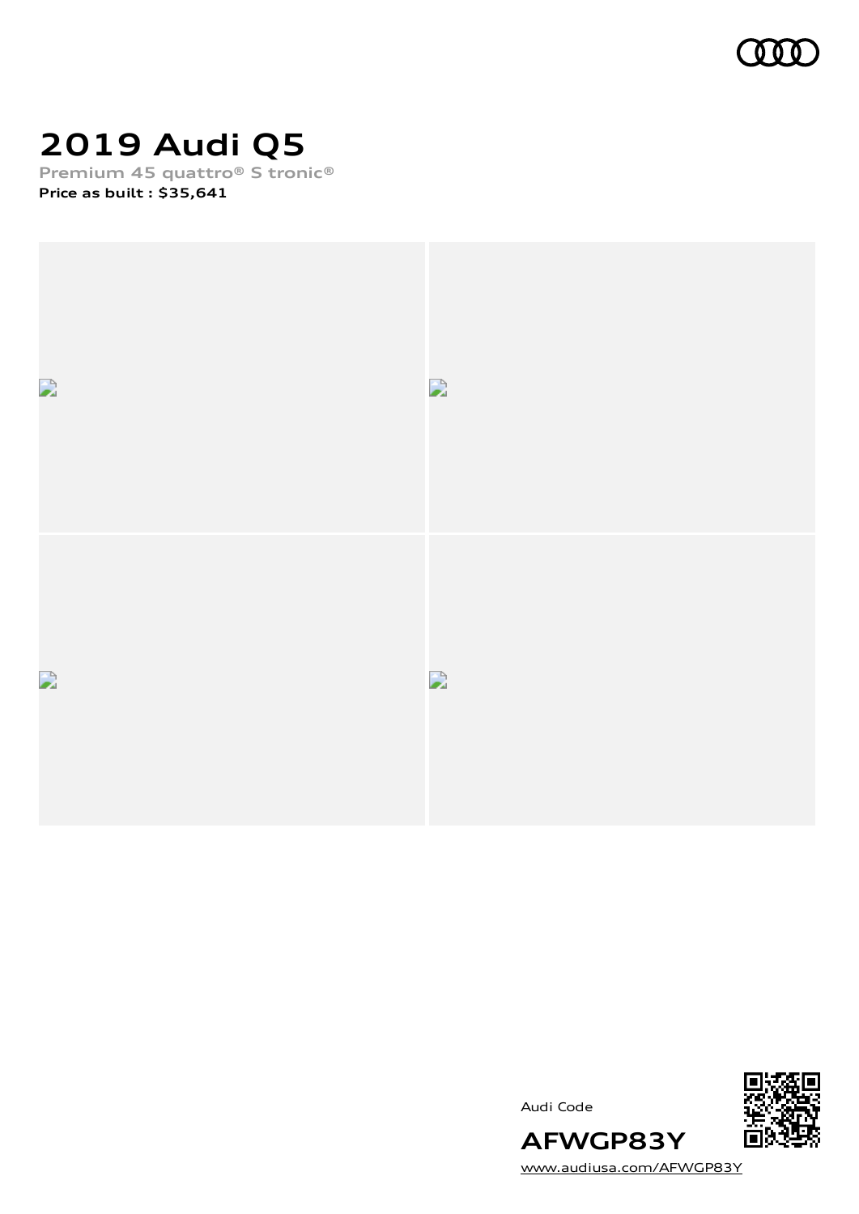# 2019 Audi Q5

Premium 45 quattro® S tronic®

**Price as built : $35,641**

Audi Code

**AFWGP83Y**

www.audiusa.com/AFWGP83Y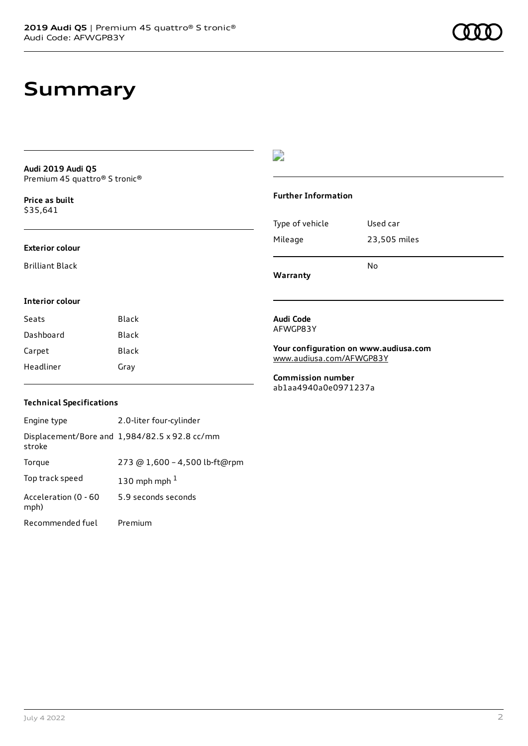# Summary

**Audi 2019 Audi Q5**
Premium 45 quattro® S tronic®

**Price as built**
$35,641

### Exterior colour

Brilliant Black

### Interior colour

| Seats | Black |
| --- | --- |
| Dashboard | Black |
| Carpet | Black |
| Headliner | Gray |

### Technical Specifications

| Engine type | 2.0-liter four-cylinder |
| --- | --- |
| Displacement/Bore and stroke | 1,984/82.5 x 92.8 cc/mm |
| Torque | 273 @ 1,600 – 4,500 lb-ft@rpm |
| Top track speed | 130 mph mph [1] |
| Acceleration (0 - 60 mph) | 5.9 seconds seconds |
| Recommended fuel | Premium |

### Further Information

| Type of vehicle | Used car |
| --- | --- |
| Mileage | 23,505 miles |
| **Warranty** | No |

**Audi Code**
AFWGP83Y

**Your configuration on www.audiusa.com**
www.audiusa.com/AFWGP83Y

**Commission number**
ab1aa4940a0e0971237a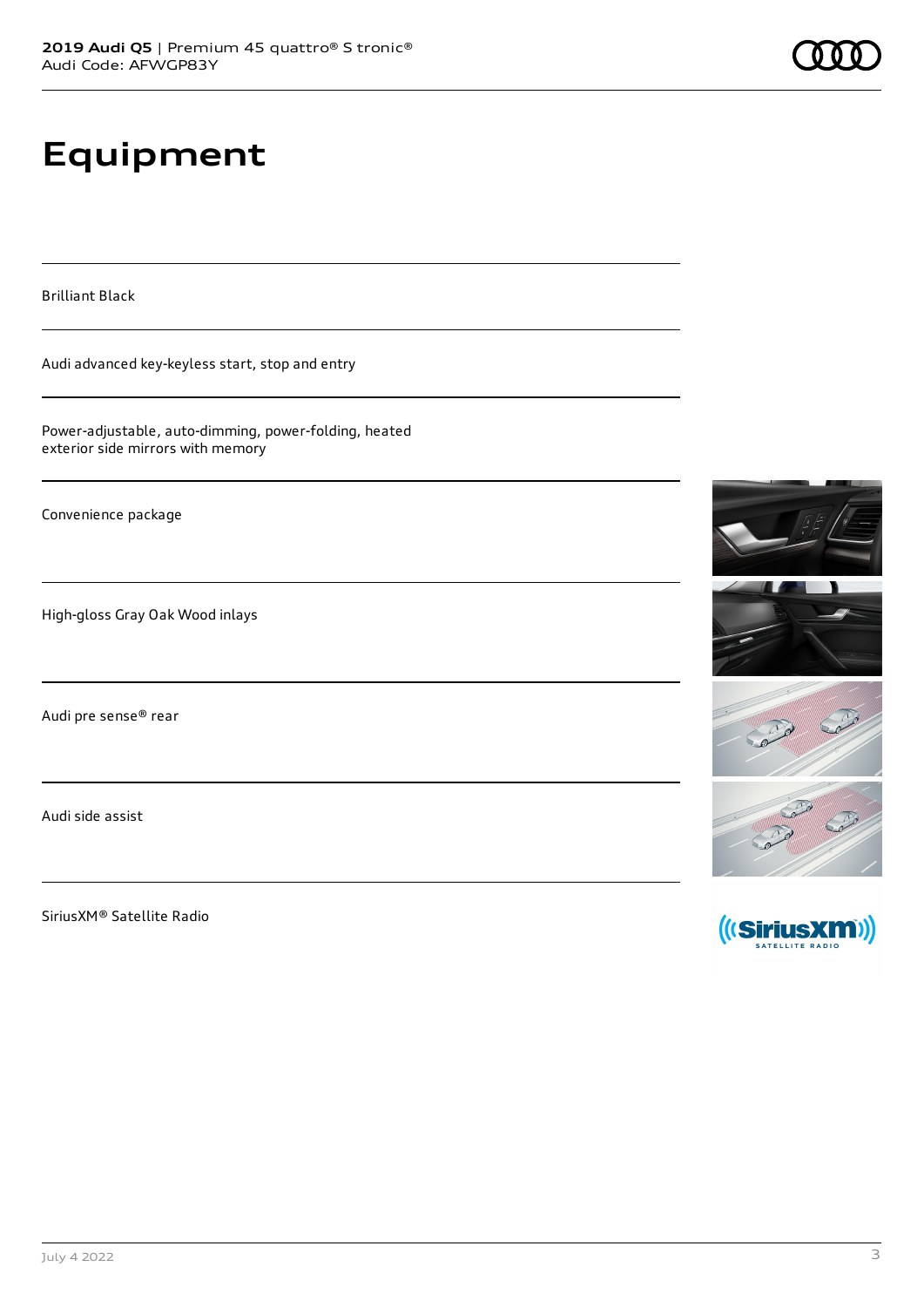# Equipment

Brilliant Black

Audi advanced key-keyless start, stop and entry

Power-adjustable, auto-dimming, power-folding, heated exterior side mirrors with memory

Convenience package

High-gloss Gray Oak Wood inlays

Audi pre sense® rear

Audi side assist

SiriusXM® Satellite Radio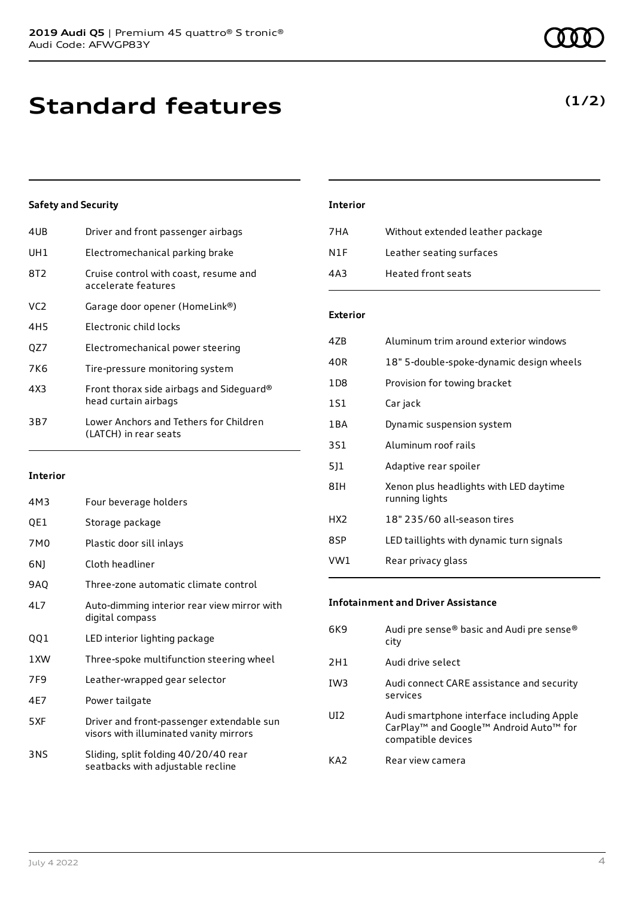# Standard features

**(1/2)**

### Safety and Security

| | |
|---|---|
| 4UB | Driver and front passenger airbags |
| UH1 | Electromechanical parking brake |
| 8T2 | Cruise control with coast, resume and accelerate features |
| VC2 | Garage door opener (HomeLink®) |
| 4H5 | Electronic child locks |
| QZ7 | Electromechanical power steering |
| 7K6 | Tire-pressure monitoring system |
| 4X3 | Front thorax side airbags and Sideguard® head curtain airbags |
| 3B7 | Lower Anchors and Tethers for Children (LATCH) in rear seats |

### Interior

| | |
|---|---|
| 4M3 | Four beverage holders |
| QE1 | Storage package |
| 7M0 | Plastic door sill inlays |
| 6NJ | Cloth headliner |
| 9AQ | Three-zone automatic climate control |
| 4L7 | Auto-dimming interior rear view mirror with digital compass |
| QQ1 | LED interior lighting package |
| 1XW | Three-spoke multifunction steering wheel |
| 7F9 | Leather-wrapped gear selector |
| 4E7 | Power tailgate |
| 5XF | Driver and front-passenger extendable sun visors with illuminated vanity mirrors |
| 3NS | Sliding, split folding 40/20/40 rear seatbacks with adjustable recline |
| 7HA | Without extended leather package |
| N1F | Leather seating surfaces |
| 4A3 | Heated front seats |

### Exterior

| | |
|---|---|
| 4ZB | Aluminum trim around exterior windows |
| 40R | 18" 5-double-spoke-dynamic design wheels |
| 1D8 | Provision for towing bracket |
| 1S1 | Car jack |
| 1BA | Dynamic suspension system |
| 3S1 | Aluminum roof rails |
| 5J1 | Adaptive rear spoiler |
| 8IH | Xenon plus headlights with LED daytime running lights |
| HX2 | 18" 235/60 all-season tires |
| 8SP | LED taillights with dynamic turn signals |
| VW1 | Rear privacy glass |

### Infotainment and Driver Assistance

| | |
|---|---|
| 6K9 | Audi pre sense® basic and Audi pre sense® city |
| 2H1 | Audi drive select |
| IW3 | Audi connect CARE assistance and security services |
| UI2 | Audi smartphone interface including Apple CarPlay™ and Google™ Android Auto™ for compatible devices |
| KA2 | Rear view camera |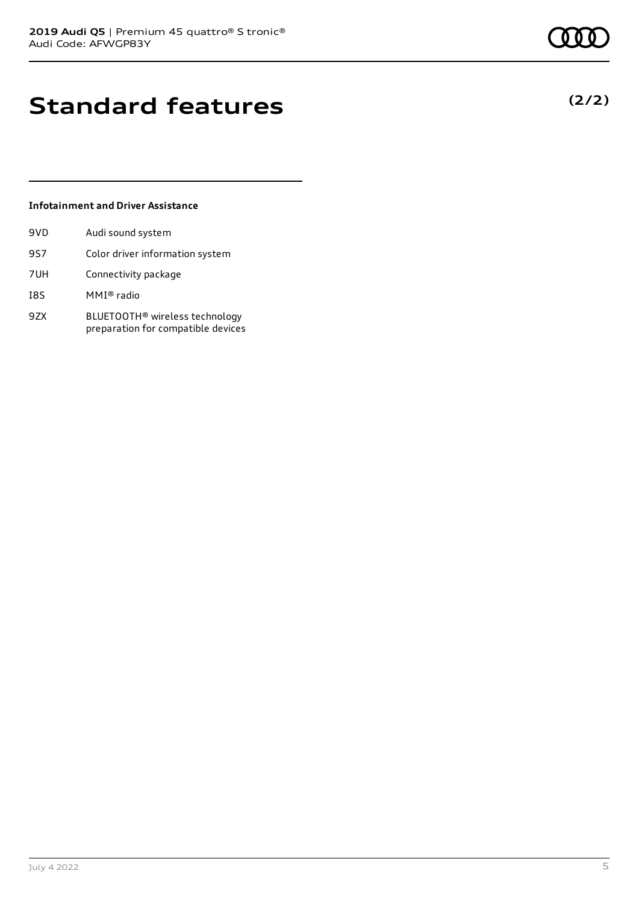# Standard features

**(2/2)**

### Infotainment and Driver Assistance

| | |
|---|---|
| 9VD | Audi sound system |
| 9S7 | Color driver information system |
| 7UH | Connectivity package |
| I8S | MMI® radio |
| 9ZX | BLUETOOTH® wireless technology preparation for compatible devices |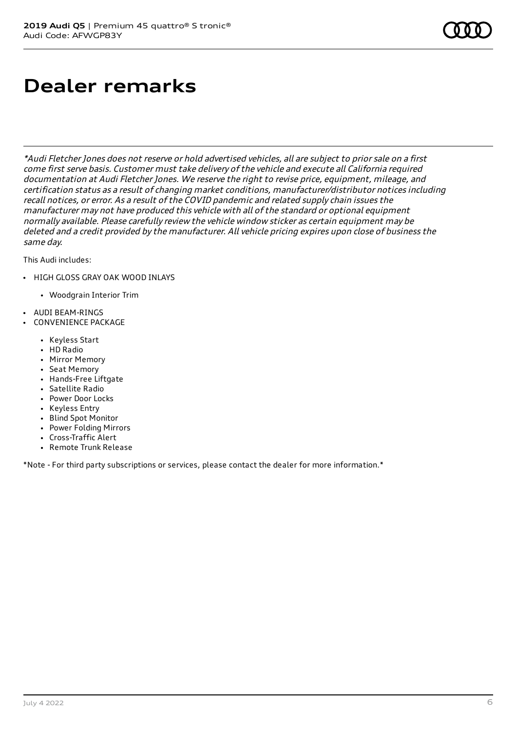# Dealer remarks

*\*Audi Fletcher Jones does not reserve or hold advertised vehicles, all are subject to prior sale on a first come first serve basis. Customer must take delivery of the vehicle and execute all California required documentation at Audi Fletcher Jones. We reserve the right to revise price, equipment, mileage, and certification status as a result of changing market conditions, manufacturer/distributor notices including recall notices, or error. As a result of the COVID pandemic and related supply chain issues the manufacturer may not have produced this vehicle with all of the standard or optional equipment normally available. Please carefully review the vehicle window sticker as certain equipment may be deleted and a credit provided by the manufacturer. All vehicle pricing expires upon close of business the same day.*

This Audi includes:

- HIGH GLOSS GRAY OAK WOOD INLAYS
  - Woodgrain Interior Trim
- AUDI BEAM-RINGS
- CONVENIENCE PACKAGE
  - Keyless Start
  - HD Radio
  - Mirror Memory
  - Seat Memory
  - Hands-Free Liftgate
  - Satellite Radio
  - Power Door Locks
  - Keyless Entry
  - Blind Spot Monitor
  - Power Folding Mirrors
  - Cross-Traffic Alert
  - Remote Trunk Release

*Note - For third party subscriptions or services, please contact the dealer for more information.*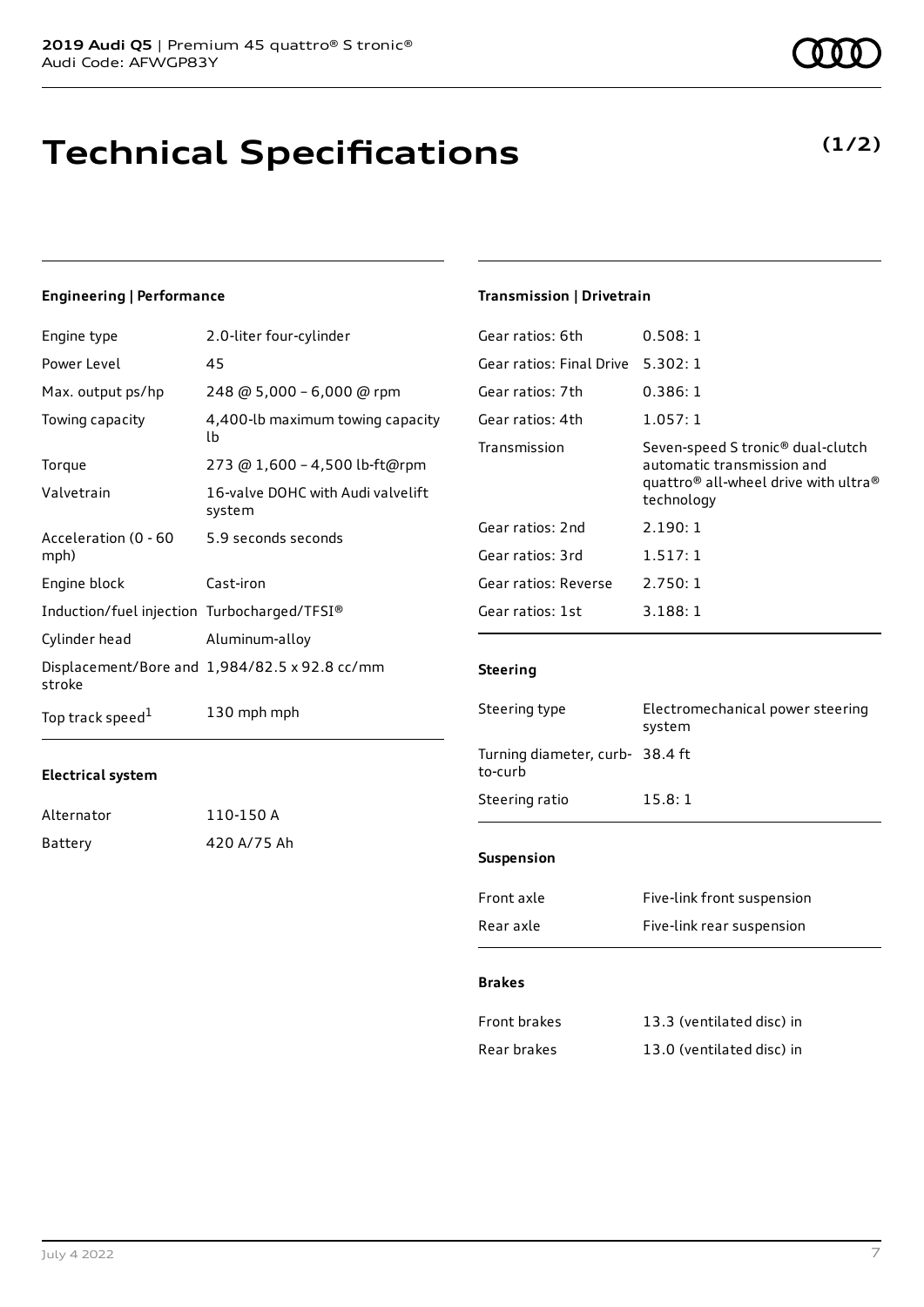# Technical Specifications

**(1/2)**

#### Engineering | Performance

| | |
|---|---|
| Engine type | 2.0-liter four-cylinder |
| Power Level | 45 |
| Max. output ps/hp | 248 @ 5,000 – 6,000 @ rpm |
| Towing capacity | 4,400-lb maximum towing capacity lb |
| Torque | 273 @ 1,600 – 4,500 lb-ft@rpm |
| Valvetrain | 16-valve DOHC with Audi valvelift system |
| Acceleration (0 - 60 mph) | 5.9 seconds seconds |
| Engine block | Cast-iron |
| Induction/fuel injection | Turbocharged/TFSI® |
| Cylinder head | Aluminum-alloy |
| Displacement/Bore and stroke | 1,984/82.5 x 92.8 cc/mm |
| Top track speed[1] | 130 mph mph |

#### Electrical system

| | |
|---|---|
| Alternator | 110-150 A |
| Battery | 420 A/75 Ah |

#### Transmission | Drivetrain

| | |
|---|---|
| Gear ratios: 6th | 0.508: 1 |
| Gear ratios: Final Drive | 5.302: 1 |
| Gear ratios: 7th | 0.386: 1 |
| Gear ratios: 4th | 1.057: 1 |
| Transmission | Seven-speed S tronic® dual-clutch automatic transmission and quattro® all-wheel drive with ultra® technology |
| Gear ratios: 2nd | 2.190: 1 |
| Gear ratios: 3rd | 1.517: 1 |
| Gear ratios: Reverse | 2.750: 1 |
| Gear ratios: 1st | 3.188: 1 |

#### Steering

| | |
|---|---|
| Steering type | Electromechanical power steering system |
| Turning diameter, curb-to-curb | 38.4 ft |
| Steering ratio | 15.8: 1 |

#### Suspension

| | |
|---|---|
| Front axle | Five-link front suspension |
| Rear axle | Five-link rear suspension |

#### Brakes

| | |
|---|---|
| Front brakes | 13.3 (ventilated disc) in |
| Rear brakes | 13.0 (ventilated disc) in |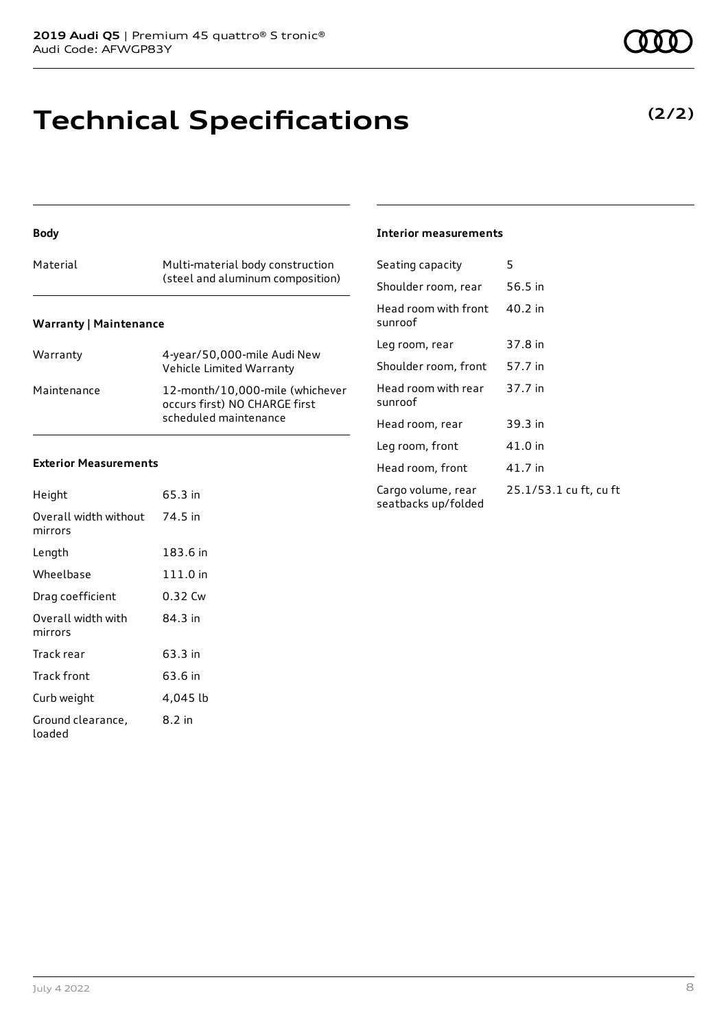# Technical Specifications

**(2/2)**

### Body

| | |
|---|---|
| Material | Multi-material body construction (steel and aluminum composition) |

### Warranty | Maintenance

| | |
|---|---|
| Warranty | 4-year/50,000-mile Audi New Vehicle Limited Warranty |
| Maintenance | 12-month/10,000-mile (whichever occurs first) NO CHARGE first scheduled maintenance |

### Exterior Measurements

| | |
|---|---|
| Height | 65.3 in |
| Overall width without mirrors | 74.5 in |
| Length | 183.6 in |
| Wheelbase | 111.0 in |
| Drag coefficient | 0.32 Cw |
| Overall width with mirrors | 84.3 in |
| Track rear | 63.3 in |
| Track front | 63.6 in |
| Curb weight | 4,045 lb |
| Ground clearance, loaded | 8.2 in |

### Interior measurements

| | |
|---|---|
| Seating capacity | 5 |
| Shoulder room, rear | 56.5 in |
| Head room with front sunroof | 40.2 in |
| Leg room, rear | 37.8 in |
| Shoulder room, front | 57.7 in |
| Head room with rear sunroof | 37.7 in |
| Head room, rear | 39.3 in |
| Leg room, front | 41.0 in |
| Head room, front | 41.7 in |
| Cargo volume, rear seatbacks up/folded | 25.1/53.1 cu ft, cu ft |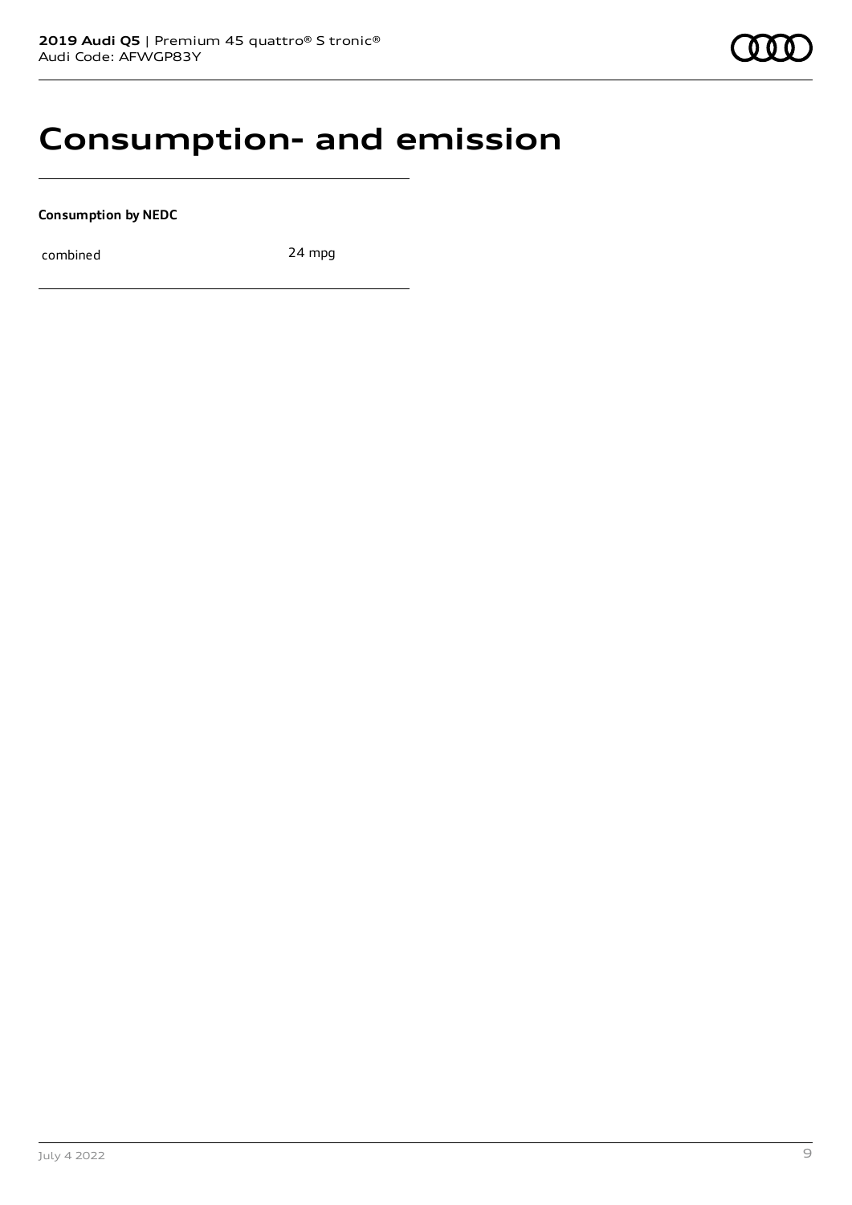# Consumption- and emission

**Consumption by NEDC**

| combined | 24 mpg |
| --- | --- |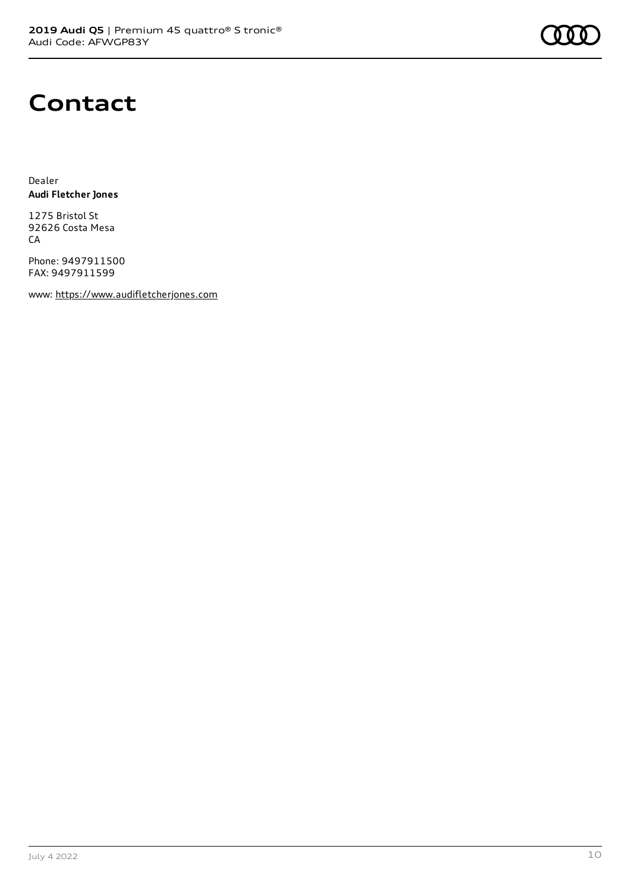# Contact

Dealer
**Audi Fletcher Jones**

1275 Bristol St
92626 Costa Mesa
CA

Phone: 9497911500
FAX: 9497911599

www: https://www.audifletcherjones.com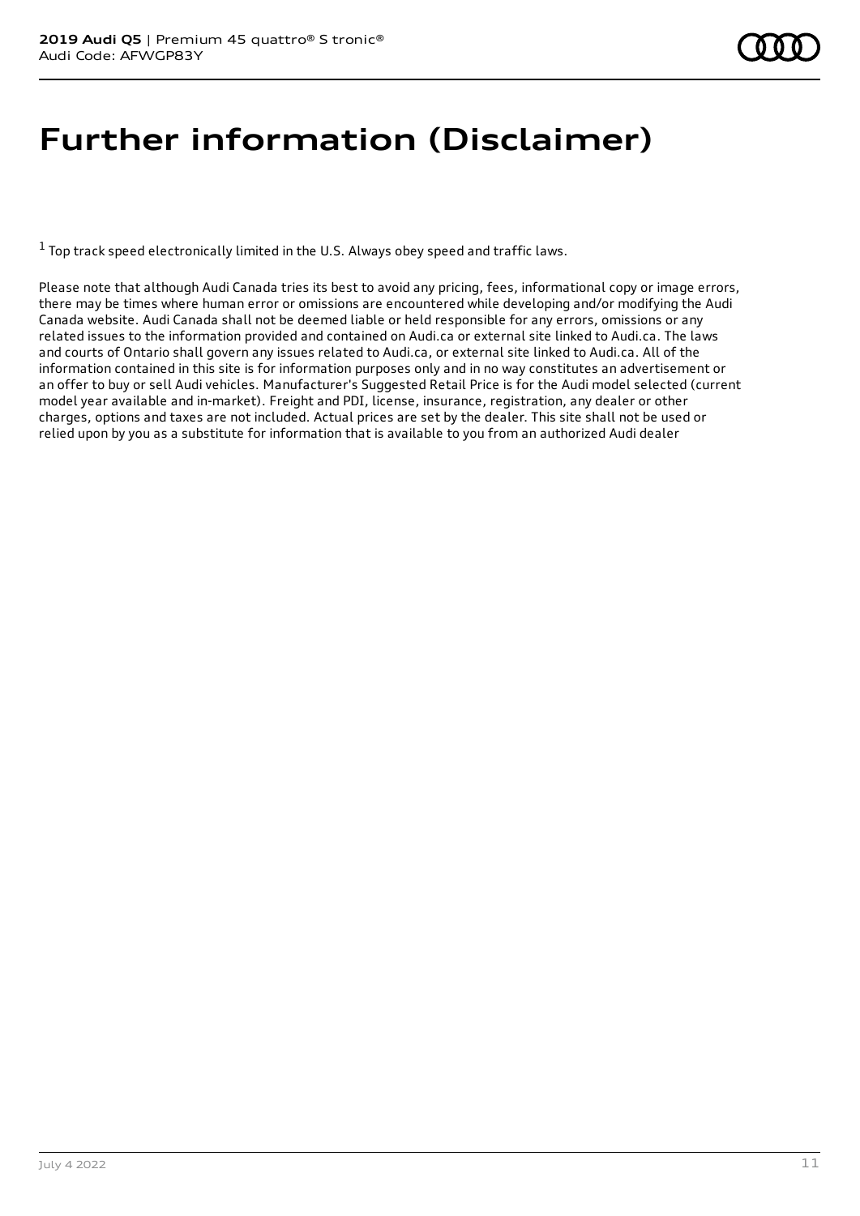# Further information (Disclaimer)

[1] Top track speed electronically limited in the U.S. Always obey speed and traffic laws.

Please note that although Audi Canada tries its best to avoid any pricing, fees, informational copy or image errors, there may be times where human error or omissions are encountered while developing and/or modifying the Audi Canada website. Audi Canada shall not be deemed liable or held responsible for any errors, omissions or any related issues to the information provided and contained on Audi.ca or external site linked to Audi.ca. The laws and courts of Ontario shall govern any issues related to Audi.ca, or external site linked to Audi.ca. All of the information contained in this site is for information purposes only and in no way constitutes an advertisement or an offer to buy or sell Audi vehicles. Manufacturer's Suggested Retail Price is for the Audi model selected (current model year available and in-market). Freight and PDI, license, insurance, registration, any dealer or other charges, options and taxes are not included. Actual prices are set by the dealer. This site shall not be used or relied upon by you as a substitute for information that is available to you from an authorized Audi dealer